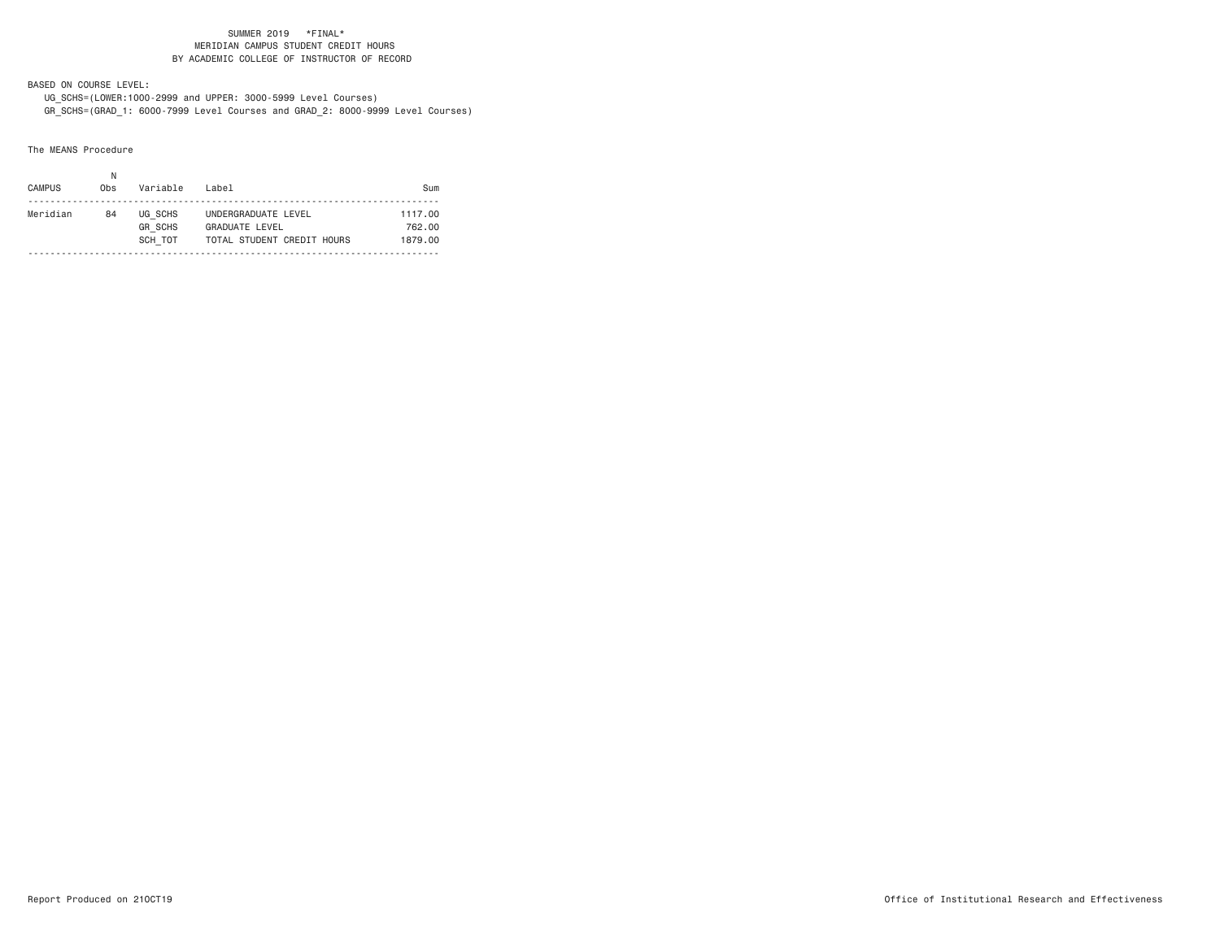SUMMER 2019 *FINAL*
MERIDIAN CAMPUS STUDENT CREDIT HOURS
BY ACADEMIC COLLEGE OF INSTRUCTOR OF RECORD

BASED ON COURSE LEVEL:
UG_SCHS=(LOWER:1000-2999 and UPPER: 3000-5999 Level Courses)
GR_SCHS=(GRAD_1: 6000-7999 Level Courses and GRAD_2: 8000-9999 Level Courses)

The MEANS Procedure

| CAMPUS | N Obs | Variable | Label | Sum |
|---|---|---|---|---|
| Meridian | 84 | UG_SCHS | UNDERGRADUATE LEVEL | 1117.00 |
| | | GR_SCHS | GRADUATE LEVEL | 762.00 |
| | | SCH_TOT | TOTAL STUDENT CREDIT HOURS | 1879.00 |

Report Produced on 21OCT19

Office of Institutional Research and Effectiveness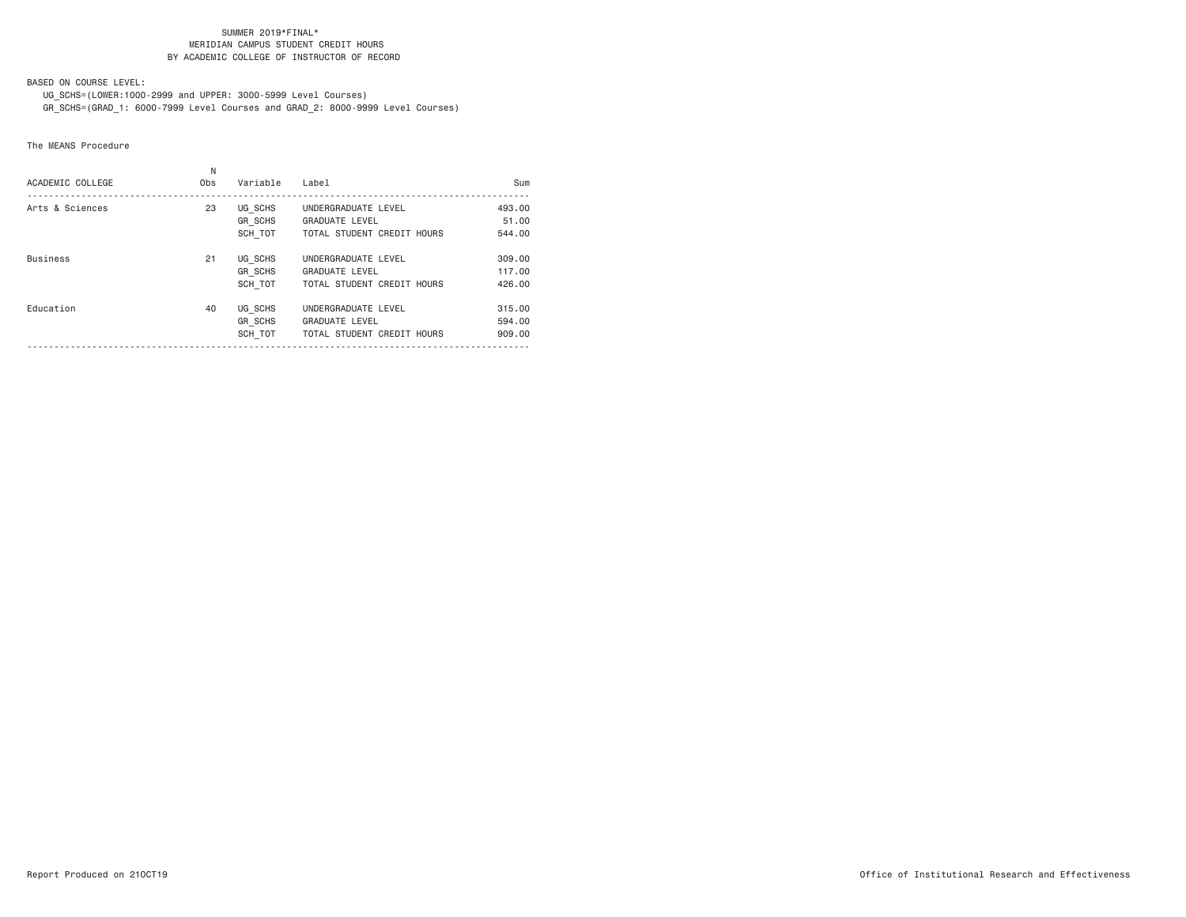SUMMER 2019*FINAL*
MERIDIAN CAMPUS STUDENT CREDIT HOURS
BY ACADEMIC COLLEGE OF INSTRUCTOR OF RECORD

BASED ON COURSE LEVEL:
UG_SCHS=(LOWER:1000-2999 and UPPER: 3000-5999 Level Courses)
GR_SCHS=(GRAD_1: 6000-7999 Level Courses and GRAD_2: 8000-9999 Level Courses)

The MEANS Procedure

| ACADEMIC COLLEGE | N Obs | Variable | Label | Sum |
|---|---|---|---|---|
| Arts & Sciences | 23 | UG_SCHS | UNDERGRADUATE LEVEL | 493.00 |
| | | GR_SCHS | GRADUATE LEVEL | 51.00 |
| | | SCH_TOT | TOTAL STUDENT CREDIT HOURS | 544.00 |
| Business | 21 | UG_SCHS | UNDERGRADUATE LEVEL | 309.00 |
| | | GR_SCHS | GRADUATE LEVEL | 117.00 |
| | | SCH_TOT | TOTAL STUDENT CREDIT HOURS | 426.00 |
| Education | 40 | UG_SCHS | UNDERGRADUATE LEVEL | 315.00 |
| | | GR_SCHS | GRADUATE LEVEL | 594.00 |
| | | SCH_TOT | TOTAL STUDENT CREDIT HOURS | 909.00 |

Report Produced on 21OCT19

Office of Institutional Research and Effectiveness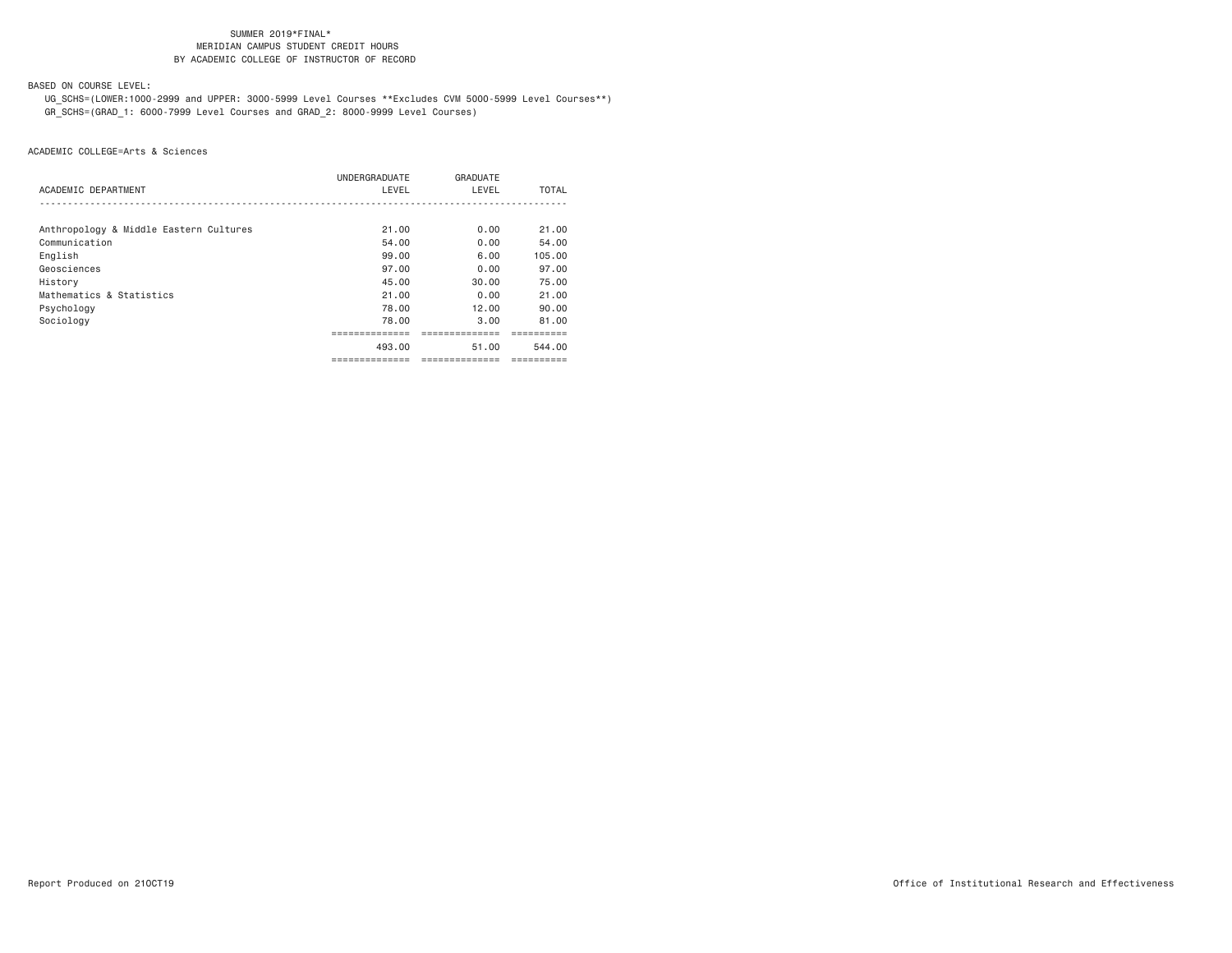SUMMER 2019*FINAL*
MERIDIAN CAMPUS STUDENT CREDIT HOURS
BY ACADEMIC COLLEGE OF INSTRUCTOR OF RECORD

BASED ON COURSE LEVEL:
UG_SCHS=(LOWER:1000-2999 and UPPER: 3000-5999 Level Courses **Excludes CVM 5000-5999 Level Courses**)
GR_SCHS=(GRAD_1: 6000-7999 Level Courses and GRAD_2: 8000-9999 Level Courses)

ACADEMIC COLLEGE=Arts & Sciences

| ACADEMIC DEPARTMENT | UNDERGRADUATE LEVEL | GRADUATE LEVEL | TOTAL |
|---|---|---|---|
| Anthropology & Middle Eastern Cultures | 21.00 | 0.00 | 21.00 |
| Communication | 54.00 | 0.00 | 54.00 |
| English | 99.00 | 6.00 | 105.00 |
| Geosciences | 97.00 | 0.00 | 97.00 |
| History | 45.00 | 30.00 | 75.00 |
| Mathematics & Statistics | 21.00 | 0.00 | 21.00 |
| Psychology | 78.00 | 12.00 | 90.00 |
| Sociology | 78.00 | 3.00 | 81.00 |
| | 493.00 | 51.00 | 544.00 |

Report Produced on 21OCT19 Office of Institutional Research and Effectiveness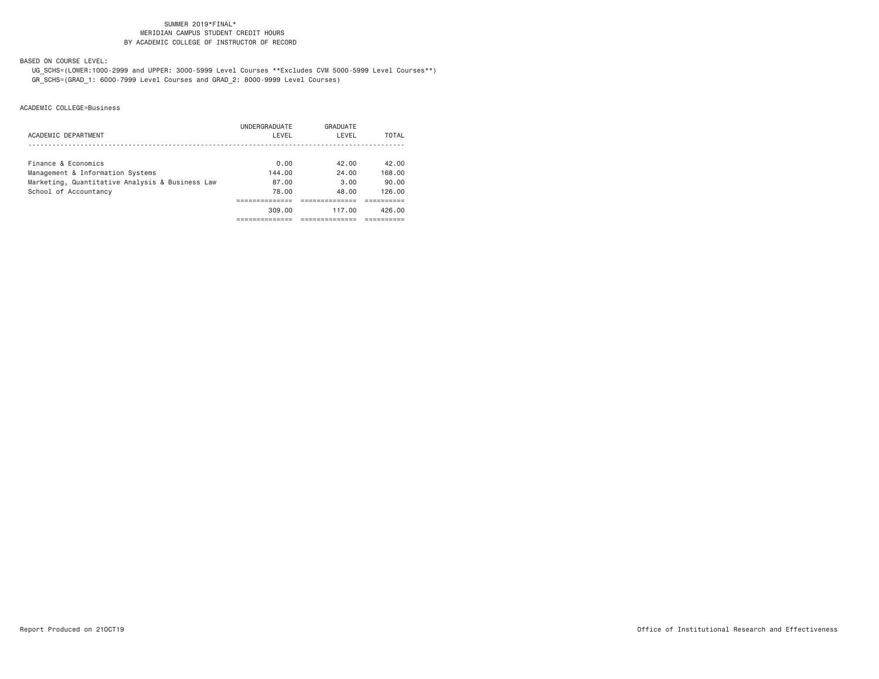SUMMER 2019*FINAL*
MERIDIAN CAMPUS STUDENT CREDIT HOURS
BY ACADEMIC COLLEGE OF INSTRUCTOR OF RECORD

BASED ON COURSE LEVEL:

UG_SCHS=(LOWER:1000-2999 and UPPER: 3000-5999 Level Courses **Excludes CVM 5000-5999 Level Courses**)
GR_SCHS=(GRAD_1: 6000-7999 Level Courses and GRAD_2: 8000-9999 Level Courses)

ACADEMIC COLLEGE=Business

| ACADEMIC DEPARTMENT | UNDERGRADUATE LEVEL | GRADUATE LEVEL | TOTAL |
|---|---|---|---|
| Finance & Economics | 0.00 | 42.00 | 42.00 |
| Management & Information Systems | 144.00 | 24.00 | 168.00 |
| Marketing, Quantitative Analysis & Business Law | 87.00 | 3.00 | 90.00 |
| School of Accountancy | 78.00 | 48.00 | 126.00 |
| | 309.00 | 117.00 | 426.00 |

Report Produced on 21OCT19

Office of Institutional Research and Effectiveness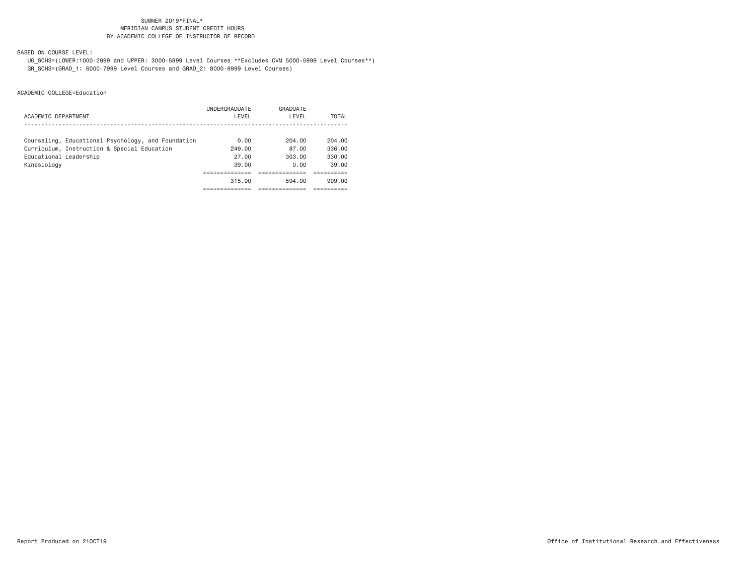SUMMER 2019*FINAL*
MERIDIAN CAMPUS STUDENT CREDIT HOURS
BY ACADEMIC COLLEGE OF INSTRUCTOR OF RECORD

BASED ON COURSE LEVEL:
UG_SCHS=(LOWER:1000-2999 and UPPER: 3000-5999 Level Courses **Excludes CVM 5000-5999 Level Courses**)
GR_SCHS=(GRAD_1: 6000-7999 Level Courses and GRAD_2: 8000-9999 Level Courses)

ACADEMIC COLLEGE=Education

| ACADEMIC DEPARTMENT | UNDERGRADUATE LEVEL | GRADUATE LEVEL | TOTAL |
|---|---|---|---|
| Counseling, Educational Psychology, and Foundation | 0.00 | 204.00 | 204.00 |
| Curriculum, Instruction & Special Education | 249.00 | 87.00 | 336.00 |
| Educational Leadership | 27.00 | 303.00 | 330.00 |
| Kinesiology | 39.00 | 0.00 | 39.00 |
| | 315.00 | 594.00 | 909.00 |

Report Produced on 21OCT19

Office of Institutional Research and Effectiveness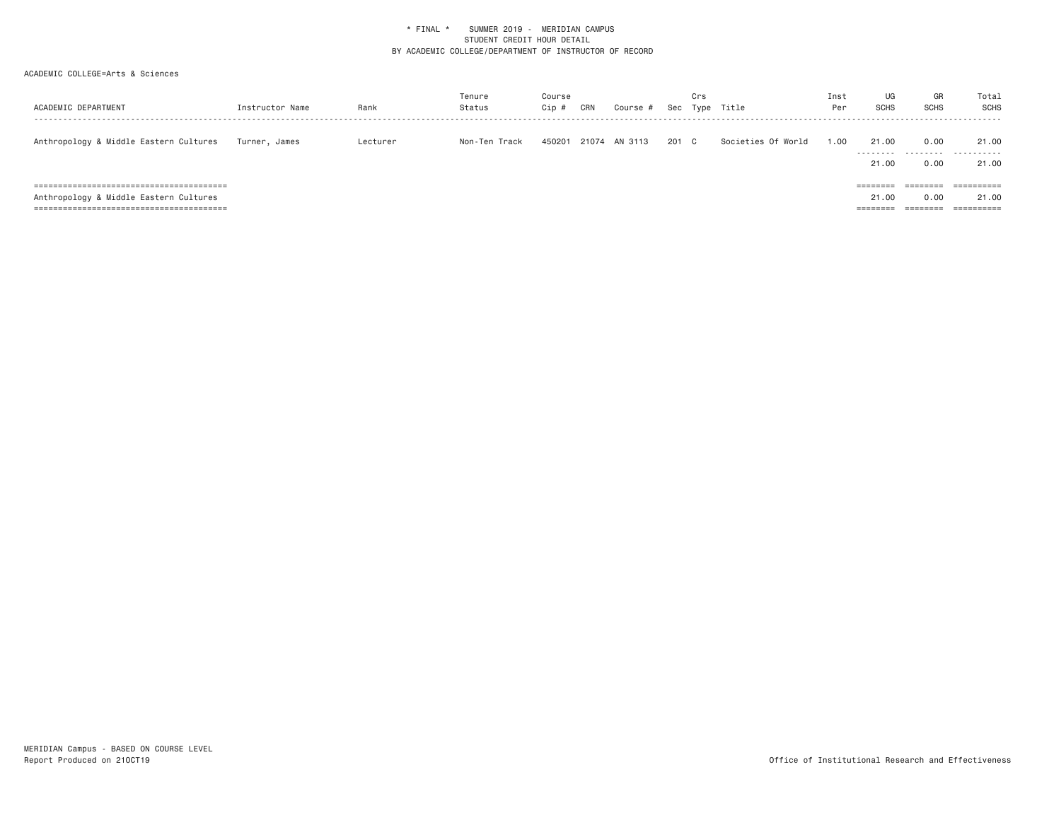\* FINAL \* SUMMER 2019 - MERIDIAN CAMPUS
STUDENT CREDIT HOUR DETAIL
BY ACADEMIC COLLEGE/DEPARTMENT OF INSTRUCTOR OF RECORD

ACADEMIC COLLEGE=Arts & Sciences

| ACADEMIC DEPARTMENT | Instructor Name | Rank | Tenure Status | Course Cip # | CRN | Course # | Sec | Crs Type | Title | Inst Per | UG SCHS | GR SCHS | Total SCHS |
|---|---|---|---|---|---|---|---|---|---|---|---|---|---|
| Anthropology & Middle Eastern Cultures | Turner, James | Lecturer | Non-Ten Track | 450201 | 21074 | AN 3113 | 201 | C | Societies Of World | 1.00 | 21.00 | 0.00 | 21.00 |
| | | | | | | | | | | | 21.00 | 0.00 | 21.00 |
| Anthropology & Middle Eastern Cultures | | | | | | | | | | | 21.00 | 0.00 | 21.00 |

MERIDIAN Campus - BASED ON COURSE LEVEL
Report Produced on 21OCT19

Office of Institutional Research and Effectiveness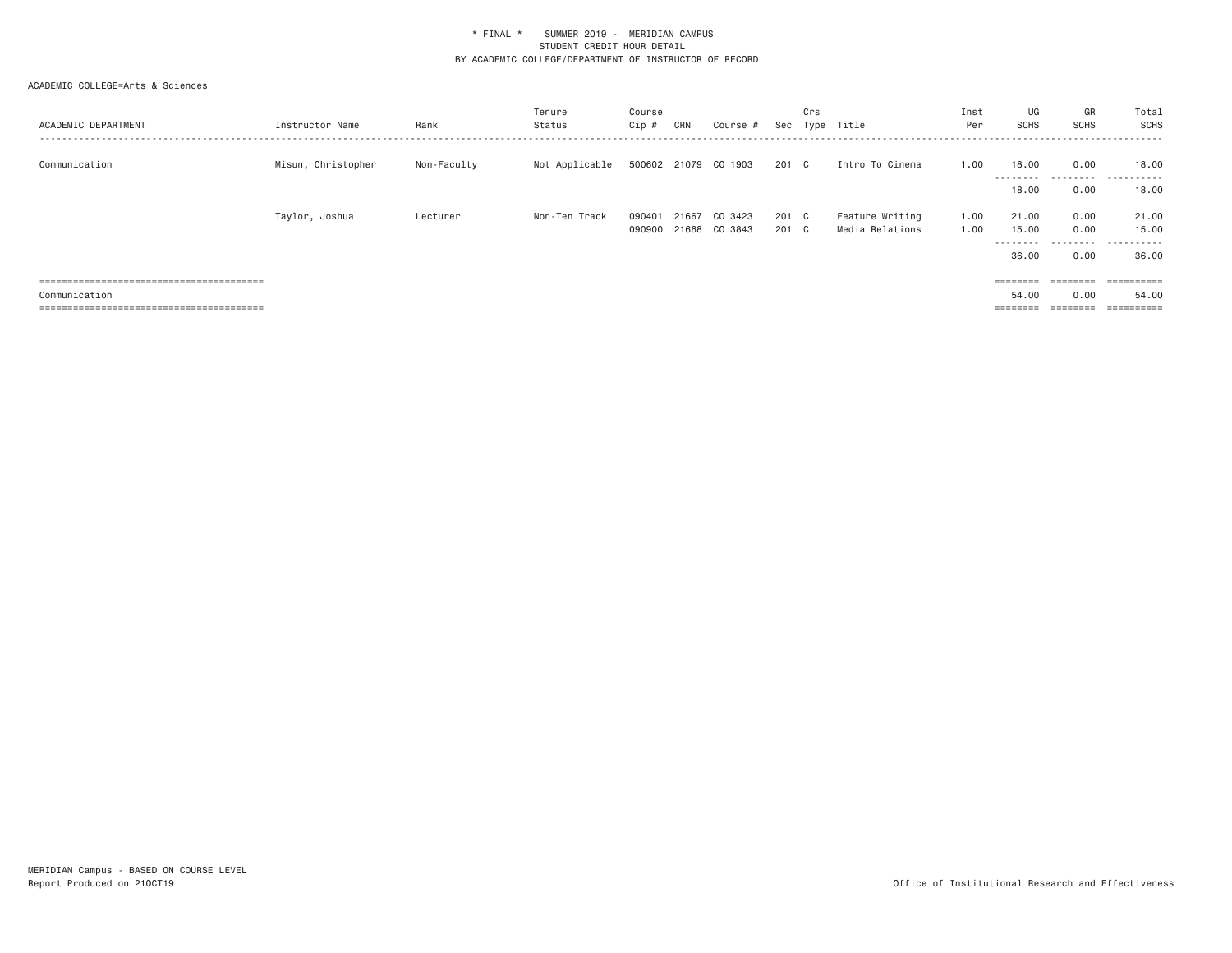\* FINAL \* SUMMER 2019 - MERIDIAN CAMPUS
STUDENT CREDIT HOUR DETAIL
BY ACADEMIC COLLEGE/DEPARTMENT OF INSTRUCTOR OF RECORD

ACADEMIC COLLEGE=Arts & Sciences

| ACADEMIC DEPARTMENT | Instructor Name | Rank | Tenure Status | Course Cip # | CRN | Course # | Sec | Crs Type | Title | Inst Per | UG SCHS | GR SCHS | Total SCHS |
|---|---|---|---|---|---|---|---|---|---|---|---|---|---|
| Communication | Misun, Christopher | Non-Faculty | Not Applicable | 500602 | 21079 | CO 1903 | 201 | C | Intro To Cinema | 1.00 | 18.00 | 0.00 | 18.00 |
| | | | | | | | | | | | 18.00 | 0.00 | 18.00 |
| | Taylor, Joshua | Lecturer | Non-Ten Track | 090401 | 21667 | CO 3423 | 201 | C | Feature Writing | 1.00 | 21.00 | 0.00 | 21.00 |
| | | | | 090900 | 21668 | CO 3843 | 201 | C | Media Relations | 1.00 | 15.00 | 0.00 | 15.00 |
| | | | | | | | | | | | 36.00 | 0.00 | 36.00 |
| Communication | | | | | | | | | | | 54.00 | 0.00 | 54.00 |

MERIDIAN Campus - BASED ON COURSE LEVEL
Report Produced on 21OCT19

Office of Institutional Research and Effectiveness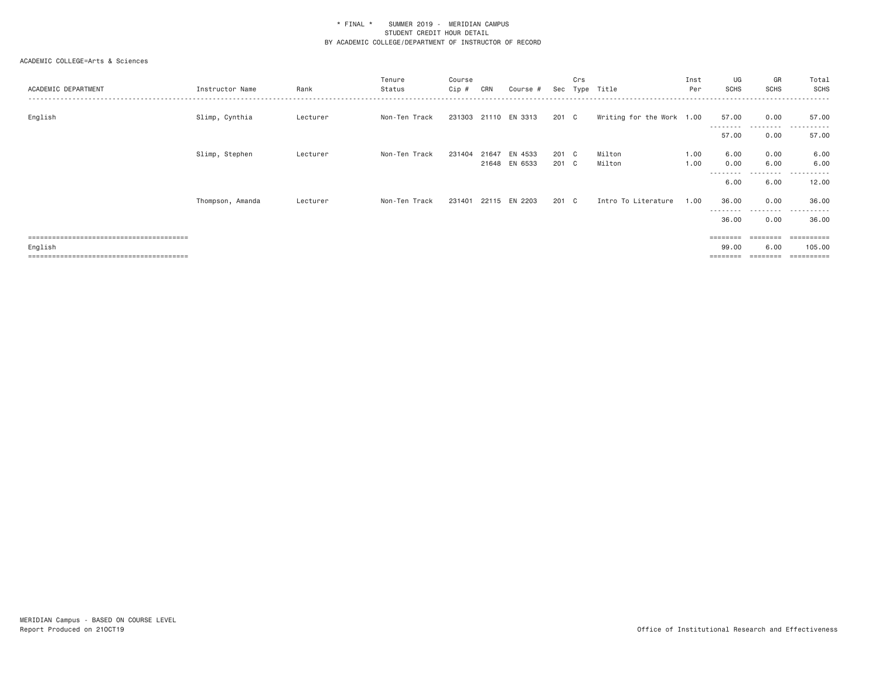\* FINAL \* SUMMER 2019 - MERIDIAN CAMPUS
STUDENT CREDIT HOUR DETAIL
BY ACADEMIC COLLEGE/DEPARTMENT OF INSTRUCTOR OF RECORD

ACADEMIC COLLEGE=Arts & Sciences

| ACADEMIC DEPARTMENT | Instructor Name | Rank | Tenure Status | Course Cip # | CRN | Course # | Sec | Crs Type | Title | Inst Per | UG SCHS | GR SCHS | Total SCHS |
|---|---|---|---|---|---|---|---|---|---|---|---|---|---|
| English | Slimp, Cynthia | Lecturer | Non-Ten Track | 231303 | 21110 | EN 3313 | 201 | C | Writing for the Work | 1.00 | 57.00 | 0.00 | 57.00 |
| | | | | | | | | | | | 57.00 | 0.00 | 57.00 |
| | Slimp, Stephen | Lecturer | Non-Ten Track | 231404 | 21647 | EN 4533 | 201 | C | Milton | 1.00 | 6.00 | 0.00 | 6.00 |
| | | | | | 21648 | EN 6533 | 201 | C | Milton | 1.00 | 0.00 | 6.00 | 6.00 |
| | | | | | | | | | | | 6.00 | 6.00 | 12.00 |
| | Thompson, Amanda | Lecturer | Non-Ten Track | 231401 | 22115 | EN 2203 | 201 | C | Intro To Literature | 1.00 | 36.00 | 0.00 | 36.00 |
| | | | | | | | | | | | 36.00 | 0.00 | 36.00 |
| English | | | | | | | | | | | 99.00 | 6.00 | 105.00 |

MERIDIAN Campus - BASED ON COURSE LEVEL
Report Produced on 21OCT19

Office of Institutional Research and Effectiveness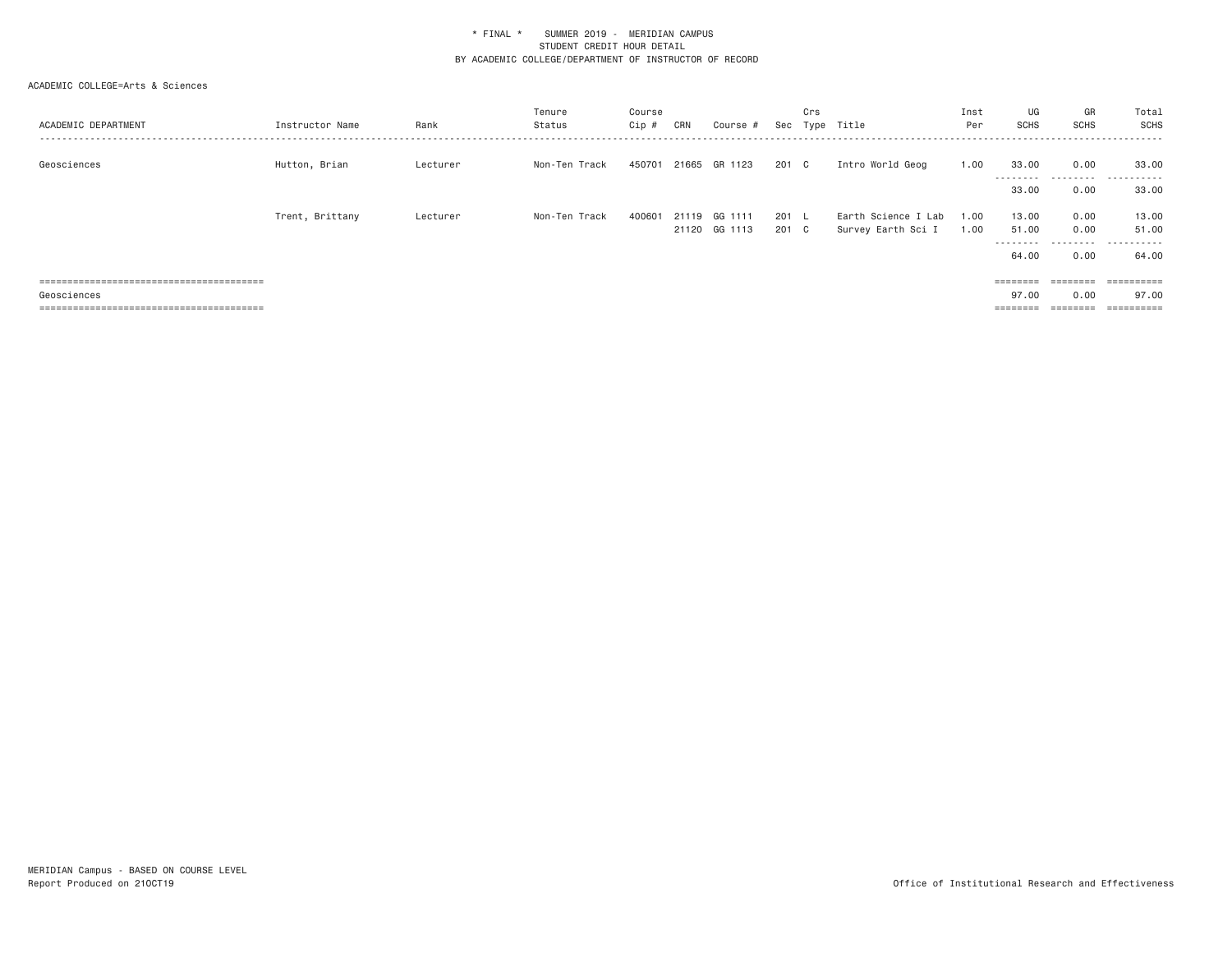\* FINAL \* SUMMER 2019 - MERIDIAN CAMPUS
STUDENT CREDIT HOUR DETAIL
BY ACADEMIC COLLEGE/DEPARTMENT OF INSTRUCTOR OF RECORD

ACADEMIC COLLEGE=Arts & Sciences

| ACADEMIC DEPARTMENT | Instructor Name | Rank | Tenure Status | Course Cip # | CRN | Course # | Sec | Crs Type | Title | Inst Per | UG SCHS | GR SCHS | Total SCHS |
|---|---|---|---|---|---|---|---|---|---|---|---|---|---|
| Geosciences | Hutton, Brian | Lecturer | Non-Ten Track | 450701 | 21665 | GR 1123 | 201 | C | Intro World Geog | 1.00 | 33.00 | 0.00 | 33.00 |
| | | | | | | | | | | | 33.00 | 0.00 | 33.00 |
| | Trent, Brittany | Lecturer | Non-Ten Track | 400601 | 21119 | GG 1111 | 201 | L | Earth Science I Lab | 1.00 | 13.00 | 0.00 | 13.00 |
| | | | | | 21120 | GG 1113 | 201 | C | Survey Earth Sci I | 1.00 | 51.00 | 0.00 | 51.00 |
| | | | | | | | | | | | 64.00 | 0.00 | 64.00 |
| Geosciences | | | | | | | | | | | 97.00 | 0.00 | 97.00 |

MERIDIAN Campus - BASED ON COURSE LEVEL
Report Produced on 21OCT19

Office of Institutional Research and Effectiveness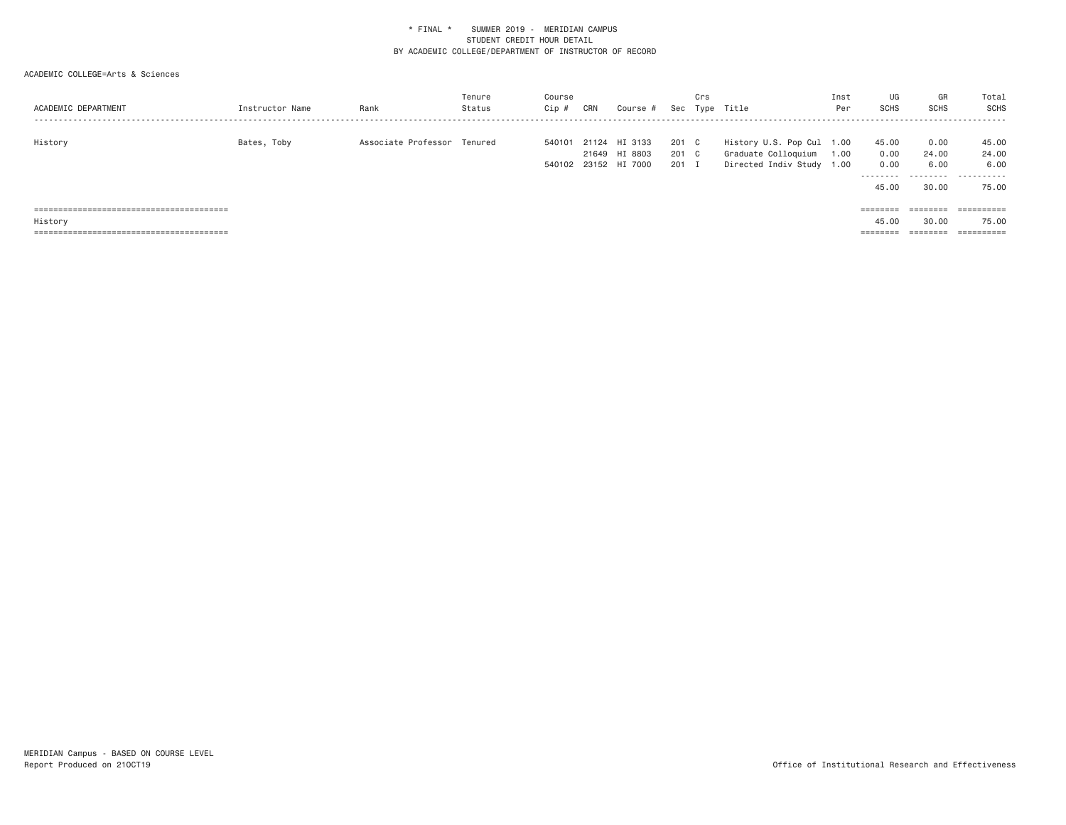\* FINAL \* SUMMER 2019 - MERIDIAN CAMPUS
STUDENT CREDIT HOUR DETAIL
BY ACADEMIC COLLEGE/DEPARTMENT OF INSTRUCTOR OF RECORD

ACADEMIC COLLEGE=Arts & Sciences

| ACADEMIC DEPARTMENT | Instructor Name | Rank | Tenure Status | Course Cip # | CRN | Course # | Sec | Crs Type | Title | Inst Per | UG SCHS | GR SCHS | Total SCHS |
|---|---|---|---|---|---|---|---|---|---|---|---|---|---|
| History | Bates, Toby | Associate Professor | Tenured | 540101 | 21124 | HI 3133 | 201 | C | History U.S. Pop Cul | 1.00 | 45.00 | 0.00 | 45.00 |
| | | | | | 21649 | HI 8803 | 201 | C | Graduate Colloquium | 1.00 | 0.00 | 24.00 | 24.00 |
| | | | | 540102 | 23152 | HI 7000 | 201 | I | Directed Indiv Study | 1.00 | 0.00 | 6.00 | 6.00 |
| | | | | | | | | | | | 45.00 | 30.00 | 75.00 |
| History | | | | | | | | | | | 45.00 | 30.00 | 75.00 |

MERIDIAN Campus - BASED ON COURSE LEVEL
Report Produced on 21OCT19

Office of Institutional Research and Effectiveness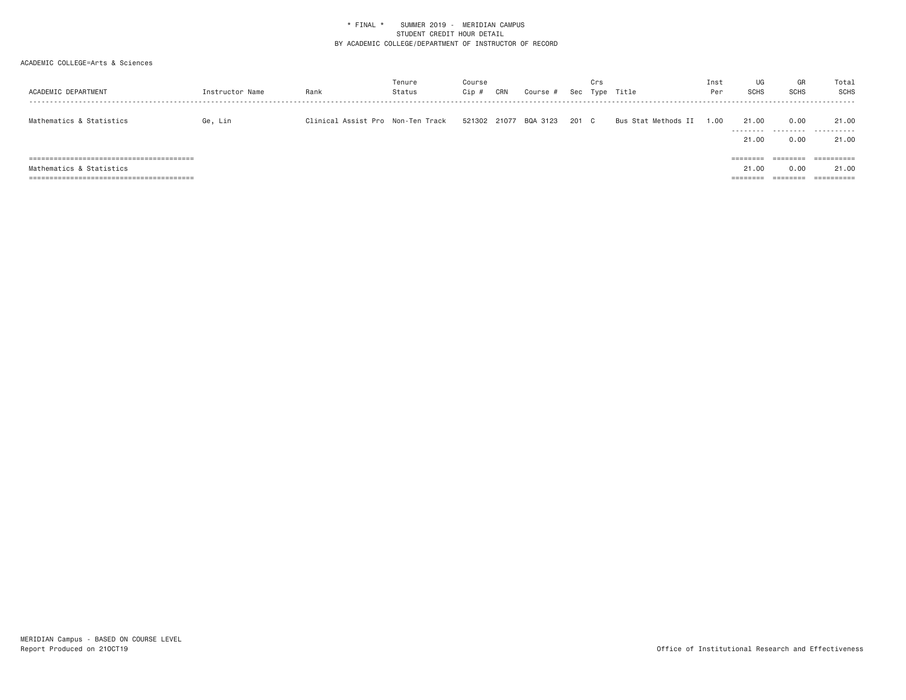\* FINAL \* SUMMER 2019 - MERIDIAN CAMPUS
STUDENT CREDIT HOUR DETAIL
BY ACADEMIC COLLEGE/DEPARTMENT OF INSTRUCTOR OF RECORD

ACADEMIC COLLEGE=Arts & Sciences

| ACADEMIC DEPARTMENT | Instructor Name | Rank | Tenure Status | Course Cip # | CRN | Course # | Sec | Crs Type | Title | Inst Per | UG SCHS | GR SCHS | Total SCHS |
|---|---|---|---|---|---|---|---|---|---|---|---|---|---|
| Mathematics & Statistics | Ge, Lin | Clinical Assist Pro | Non-Ten Track | 521302 | 21077 | BQA 3123 | 201 | C | Bus Stat Methods II | 1.00 | 21.00 | 0.00 | 21.00 |
| | | | | | | | | | | | 21.00 | 0.00 | 21.00 |
| Mathematics & Statistics | | | | | | | | | | | 21.00 | 0.00 | 21.00 |

MERIDIAN Campus - BASED ON COURSE LEVEL
Report Produced on 21OCT19

Office of Institutional Research and Effectiveness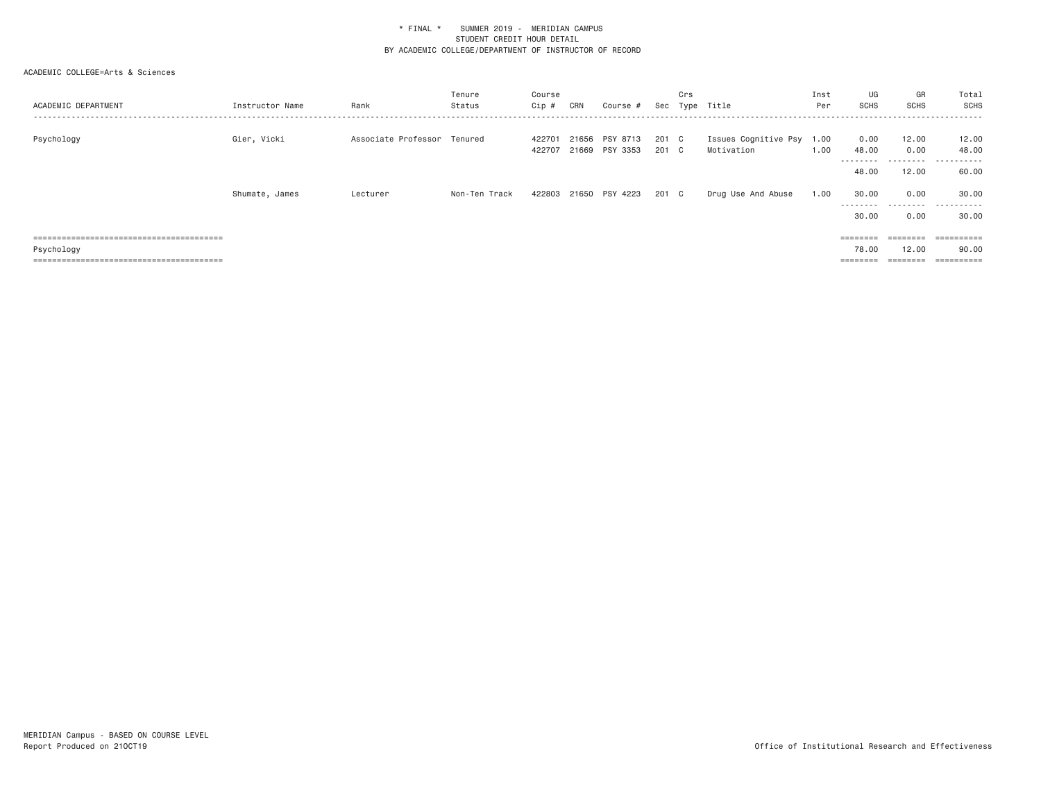\* FINAL \* SUMMER 2019 - MERIDIAN CAMPUS
STUDENT CREDIT HOUR DETAIL
BY ACADEMIC COLLEGE/DEPARTMENT OF INSTRUCTOR OF RECORD

ACADEMIC COLLEGE=Arts & Sciences

| ACADEMIC DEPARTMENT | Instructor Name | Rank | Tenure Status | Course Cip # | CRN | Course # | Sec | Crs Type | Title | Inst Per | UG SCHS | GR SCHS | Total SCHS |
|---|---|---|---|---|---|---|---|---|---|---|---|---|---|
| Psychology | Gier, Vicki | Associate Professor | Tenured | 422701 | 21656 | PSY 8713 | 201 | C | Issues Cognitive Psy | 1.00 | 0.00 | 12.00 | 12.00 |
| | | | | 422707 | 21669 | PSY 3353 | 201 | C | Motivation | 1.00 | 48.00 | 0.00 | 48.00 |
| | | | | | | | | | | | 48.00 | 12.00 | 60.00 |
| | Shumate, James | Lecturer | Non-Ten Track | 422803 | 21650 | PSY 4223 | 201 | C | Drug Use And Abuse | 1.00 | 30.00 | 0.00 | 30.00 |
| | | | | | | | | | | | 30.00 | 0.00 | 30.00 |
| Psychology | | | | | | | | | | | 78.00 | 12.00 | 90.00 |

MERIDIAN Campus - BASED ON COURSE LEVEL
Report Produced on 21OCT19

Office of Institutional Research and Effectiveness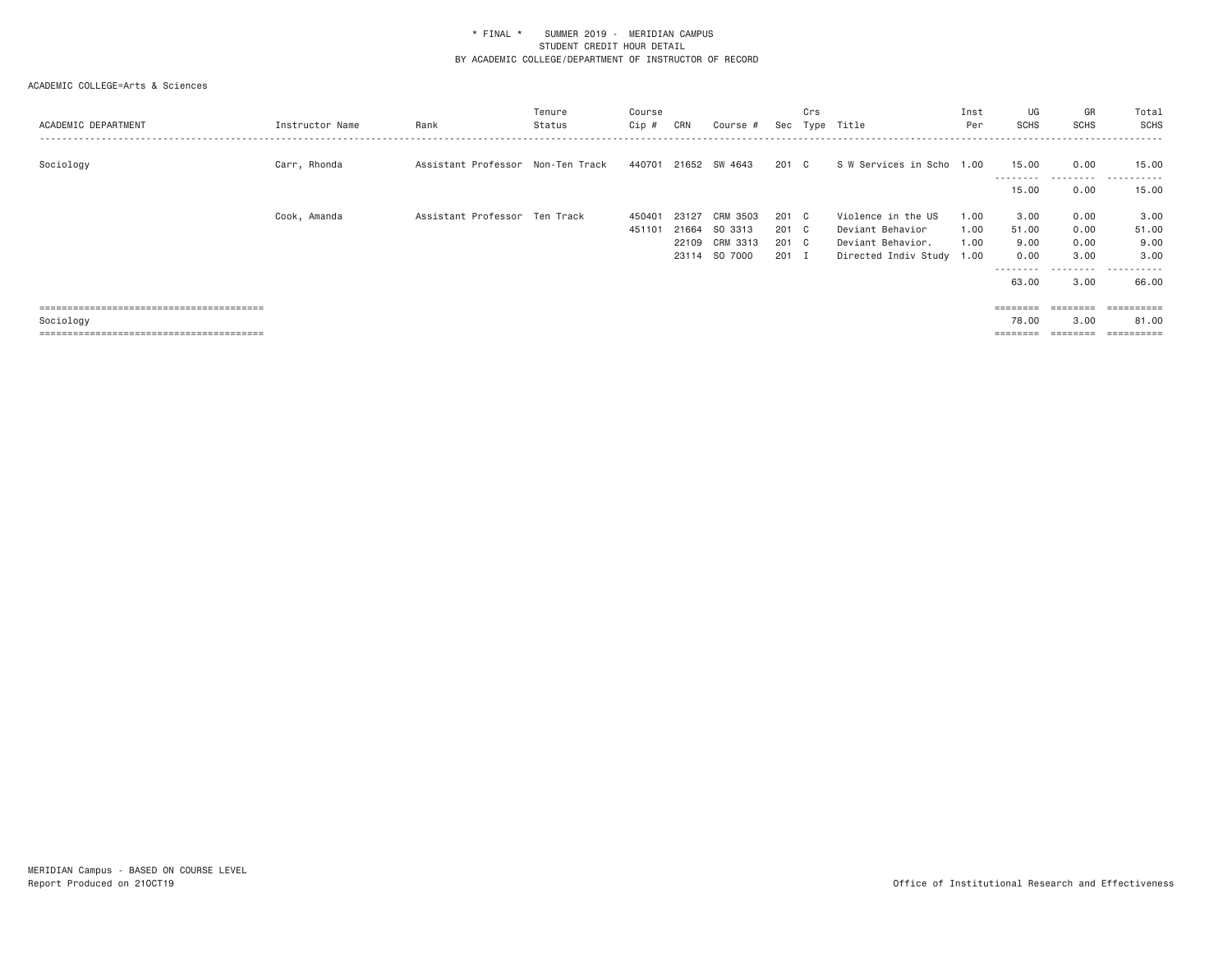\* FINAL \* SUMMER 2019 - MERIDIAN CAMPUS
STUDENT CREDIT HOUR DETAIL
BY ACADEMIC COLLEGE/DEPARTMENT OF INSTRUCTOR OF RECORD

ACADEMIC COLLEGE=Arts & Sciences

| ACADEMIC DEPARTMENT | Instructor Name | Rank | Tenure Status | Course Cip # | CRN | Course # | Sec | Crs Type | Title | Inst Per | UG SCHS | GR SCHS | Total SCHS |
|---|---|---|---|---|---|---|---|---|---|---|---|---|---|
| Sociology | Carr, Rhonda | Assistant Professor | Non-Ten Track | 440701 | 21652 | SW 4643 | 201 | C | S W Services in Scho | 1.00 | 15.00 | 0.00 | 15.00 |
| | | | | | | | | | | | 15.00 | 0.00 | 15.00 |
| | Cook, Amanda | Assistant Professor | Ten Track | 450401 | 23127 | CRM 3503 | 201 | C | Violence in the US | 1.00 | 3.00 | 0.00 | 3.00 |
| | | | | 451101 | 21664 | SO 3313 | 201 | C | Deviant Behavior | 1.00 | 51.00 | 0.00 | 51.00 |
| | | | | | 22109 | CRM 3313 | 201 | C | Deviant Behavior. | 1.00 | 9.00 | 0.00 | 9.00 |
| | | | | | 23114 | SO 7000 | 201 | I | Directed Indiv Study | 1.00 | 0.00 | 3.00 | 3.00 |
| | | | | | | | | | | | 63.00 | 3.00 | 66.00 |
| Sociology | | | | | | | | | | | 78.00 | 3.00 | 81.00 |

MERIDIAN Campus - BASED ON COURSE LEVEL
Report Produced on 21OCT19

Office of Institutional Research and Effectiveness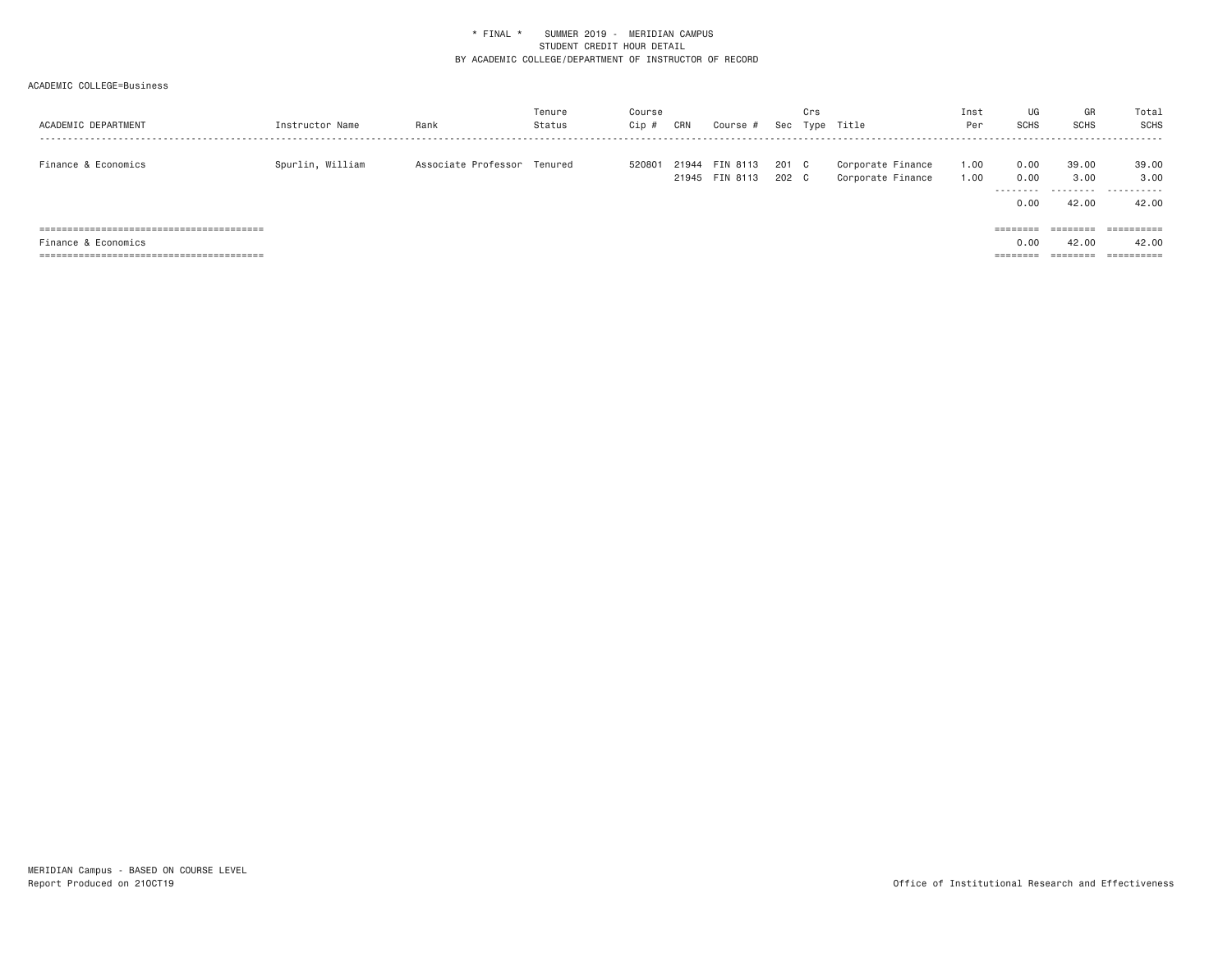\* FINAL \*    SUMMER 2019 - MERIDIAN CAMPUS
STUDENT CREDIT HOUR DETAIL
BY ACADEMIC COLLEGE/DEPARTMENT OF INSTRUCTOR OF RECORD

ACADEMIC COLLEGE=Business

| ACADEMIC DEPARTMENT | Instructor Name | Rank | Tenure Status | Course Cip # | CRN | Course # | Sec | Crs Type | Title | Inst Per | UG SCHS | GR SCHS | Total SCHS |
|---|---|---|---|---|---|---|---|---|---|---|---|---|---|
| Finance & Economics | Spurlin, William | Associate Professor | Tenured | 520801 | 21944 | FIN 8113 | 201 | C | Corporate Finance | 1.00 | 0.00 | 39.00 | 39.00 |
| | | | | | 21945 | FIN 8113 | 202 | C | Corporate Finance | 1.00 | 0.00 | 3.00 | 3.00 |
| | | | | | | | | | | | 0.00 | 42.00 | 42.00 |
| Finance & Economics | | | | | | | | | | | 0.00 | 42.00 | 42.00 |

MERIDIAN Campus - BASED ON COURSE LEVEL
Report Produced on 21OCT19

Office of Institutional Research and Effectiveness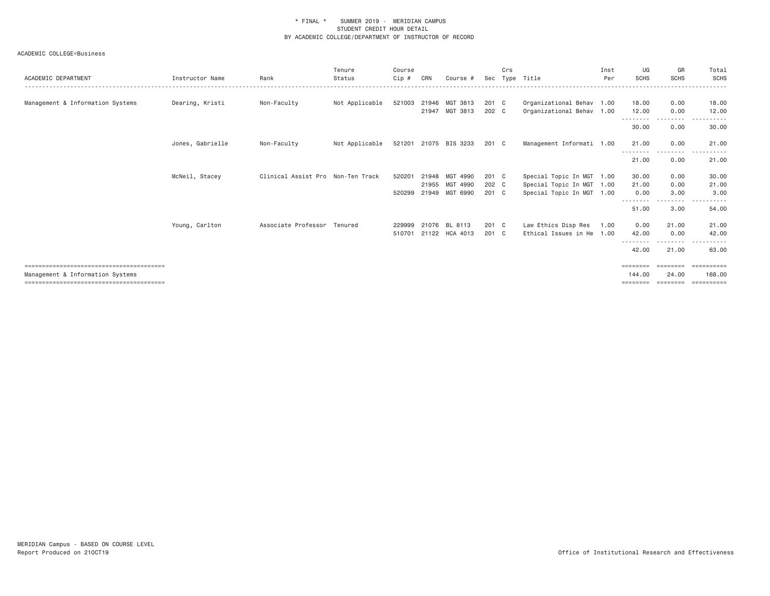\* FINAL \*    SUMMER 2019 -  MERIDIAN CAMPUS
STUDENT CREDIT HOUR DETAIL
BY ACADEMIC COLLEGE/DEPARTMENT OF INSTRUCTOR OF RECORD

ACADEMIC COLLEGE=Business

| ACADEMIC DEPARTMENT | Instructor Name | Rank | Tenure Status | Course Cip # | CRN | Course # | Sec | Crs Type | Title | Inst Per | UG SCHS | GR SCHS | Total SCHS |
|---|---|---|---|---|---|---|---|---|---|---|---|---|---|
| Management & Information Systems | Dearing, Kristi | Non-Faculty | Not Applicable | 521003 | 21946 | MGT 3813 | 201 | C | Organizational Behav | 1.00 | 18.00 | 0.00 | 18.00 |
| | | | | | 21947 | MGT 3813 | 202 | C | Organizational Behav | 1.00 | 12.00 | 0.00 | 12.00 |
| | | | | | | | | | | | 30.00 | 0.00 | 30.00 |
| | Jones, Gabrielle | Non-Faculty | Not Applicable | 521201 | 21075 | BIS 3233 | 201 | C | Management Informati | 1.00 | 21.00 | 0.00 | 21.00 |
| | | | | | | | | | | | 21.00 | 0.00 | 21.00 |
| | McNeil, Stacey | Clinical Assist Pro | Non-Ten Track | 520201 | 21948 | MGT 4990 | 201 | C | Special Topic In MGT | 1.00 | 30.00 | 0.00 | 30.00 |
| | | | | | 21955 | MGT 4990 | 202 | C | Special Topic In MGT | 1.00 | 21.00 | 0.00 | 21.00 |
| | | | | 520299 | 21949 | MGT 6990 | 201 | C | Special Topic In MGT | 1.00 | 0.00 | 3.00 | 3.00 |
| | | | | | | | | | | | 51.00 | 3.00 | 54.00 |
| | Young, Carlton | Associate Professor | Tenured | 229999 | 21076 | BL 8113 | 201 | C | Law Ethics Disp Res | 1.00 | 0.00 | 21.00 | 21.00 |
| | | | | 510701 | 21122 | HCA 4013 | 201 | C | Ethical Issues in He | 1.00 | 42.00 | 0.00 | 42.00 |
| | | | | | | | | | | | 42.00 | 21.00 | 63.00 |
| Management & Information Systems | | | | | | | | | | | 144.00 | 24.00 | 168.00 |

MERIDIAN Campus - BASED ON COURSE LEVEL
Report Produced on 21OCT19

Office of Institutional Research and Effectiveness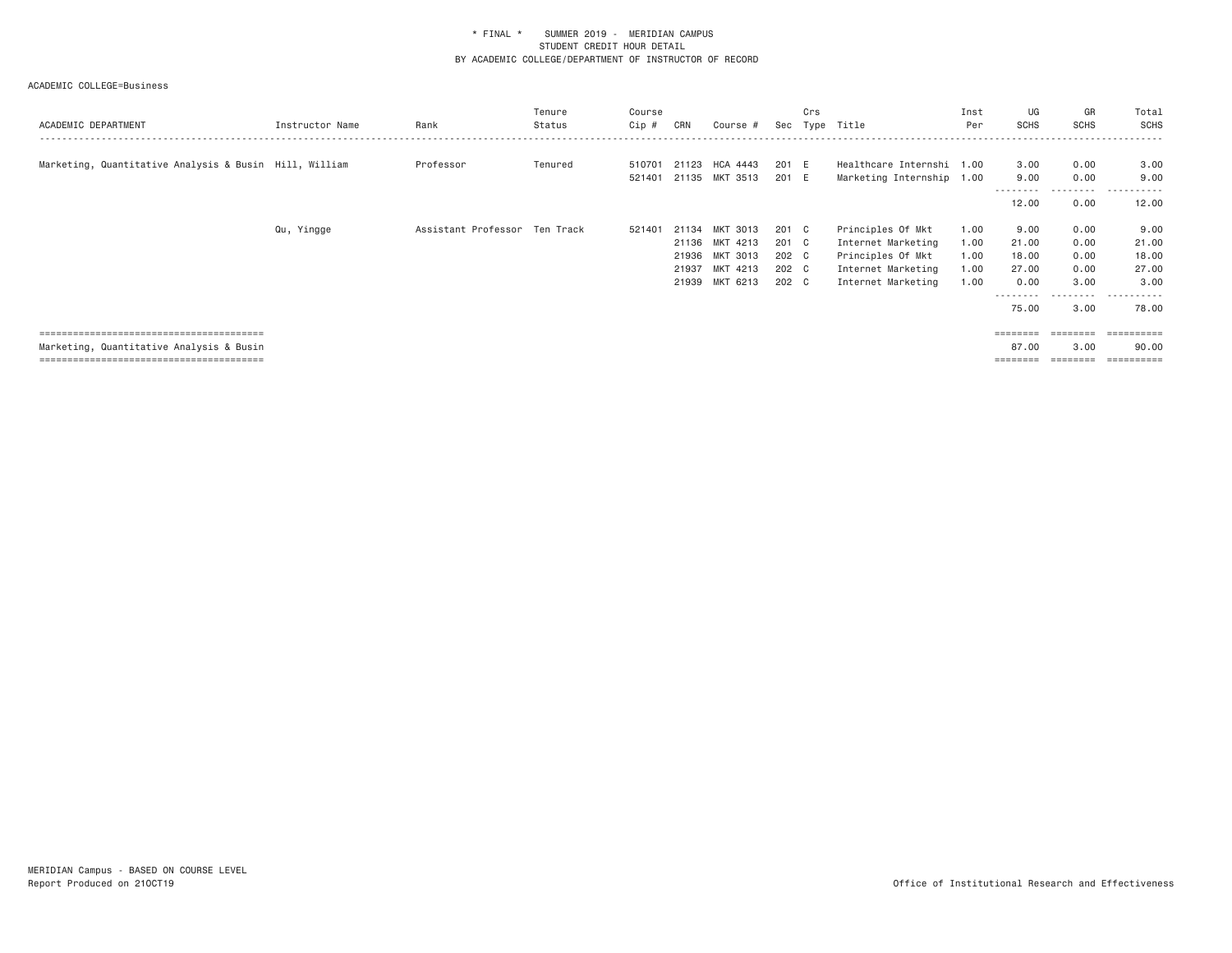\* FINAL \* SUMMER 2019 - MERIDIAN CAMPUS
STUDENT CREDIT HOUR DETAIL
BY ACADEMIC COLLEGE/DEPARTMENT OF INSTRUCTOR OF RECORD

ACADEMIC COLLEGE=Business

| ACADEMIC DEPARTMENT | Instructor Name | Rank | Tenure Status | Course Cip # | CRN | Course # | Sec | Crs Type | Title | Inst Per | UG SCHS | GR SCHS | Total SCHS |
|---|---|---|---|---|---|---|---|---|---|---|---|---|---|
| Marketing, Quantitative Analysis & Busin | Hill, William | Professor | Tenured | 510701 | 21123 | HCA 4443 | 201 | E | Healthcare Internshi | 1.00 | 3.00 | 0.00 | 3.00 |
| | | | | 521401 | 21135 | MKT 3513 | 201 | E | Marketing Internship | 1.00 | 9.00 | 0.00 | 9.00 |
| | | | | | | | | | | | 12.00 | 0.00 | 12.00 |
| | Qu, Yingge | Assistant Professor | Ten Track | 521401 | 21134 | MKT 3013 | 201 | C | Principles Of Mkt | 1.00 | 9.00 | 0.00 | 9.00 |
| | | | | | 21136 | MKT 4213 | 201 | C | Internet Marketing | 1.00 | 21.00 | 0.00 | 21.00 |
| | | | | | 21936 | MKT 3013 | 202 | C | Principles Of Mkt | 1.00 | 18.00 | 0.00 | 18.00 |
| | | | | | 21937 | MKT 4213 | 202 | C | Internet Marketing | 1.00 | 27.00 | 0.00 | 27.00 |
| | | | | | 21939 | MKT 6213 | 202 | C | Internet Marketing | 1.00 | 0.00 | 3.00 | 3.00 |
| | | | | | | | | | | | 75.00 | 3.00 | 78.00 |
| Marketing, Quantitative Analysis & Busin | | | | | | | | | | | 87.00 | 3.00 | 90.00 |

MERIDIAN Campus - BASED ON COURSE LEVEL
Report Produced on 21OCT19

Office of Institutional Research and Effectiveness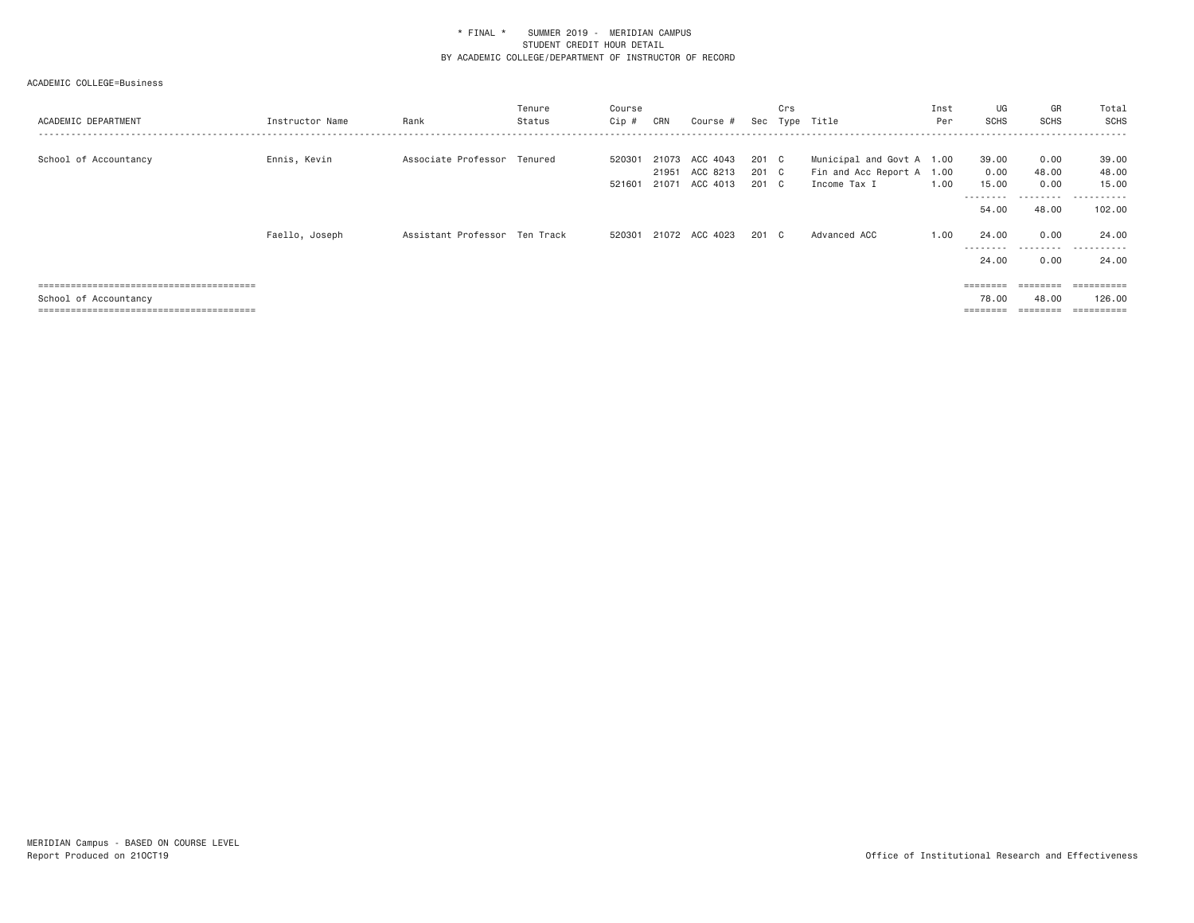\* FINAL \* SUMMER 2019 - MERIDIAN CAMPUS
STUDENT CREDIT HOUR DETAIL
BY ACADEMIC COLLEGE/DEPARTMENT OF INSTRUCTOR OF RECORD

ACADEMIC COLLEGE=Business

| ACADEMIC DEPARTMENT | Instructor Name | Rank | Tenure Status | Course Cip # | CRN | Course # | Sec | Crs Type | Title | Inst Per | UG SCHS | GR SCHS | Total SCHS |
|---|---|---|---|---|---|---|---|---|---|---|---|---|---|
| School of Accountancy | Ennis, Kevin | Associate Professor | Tenured | 520301 | 21073 | ACC 4043 | 201 | C | Municipal and Govt A | 1.00 | 39.00 | 0.00 | 39.00 |
| | | | | | 21951 | ACC 8213 | 201 | C | Fin and Acc Report A | 1.00 | 0.00 | 48.00 | 48.00 |
| | | | | 521601 | 21071 | ACC 4013 | 201 | C | Income Tax I | 1.00 | 15.00 | 0.00 | 15.00 |
| | | | | | | | | | | | 54.00 | 48.00 | 102.00 |
| | Faello, Joseph | Assistant Professor | Ten Track | 520301 | 21072 | ACC 4023 | 201 | C | Advanced ACC | 1.00 | 24.00 | 0.00 | 24.00 |
| | | | | | | | | | | | 24.00 | 0.00 | 24.00 |
| School of Accountancy | | | | | | | | | | | 78.00 | 48.00 | 126.00 |

MERIDIAN Campus - BASED ON COURSE LEVEL
Report Produced on 21OCT19

Office of Institutional Research and Effectiveness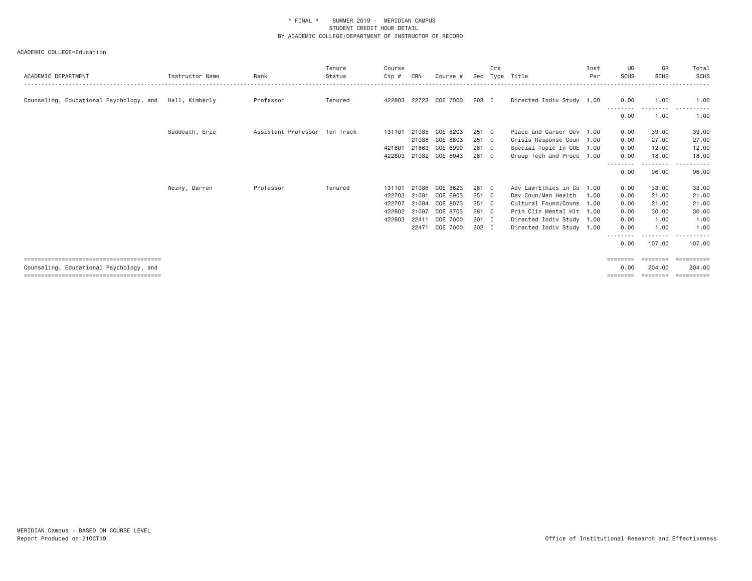\* FINAL \* SUMMER 2019 - MERIDIAN CAMPUS
STUDENT CREDIT HOUR DETAIL
BY ACADEMIC COLLEGE/DEPARTMENT OF INSTRUCTOR OF RECORD

ACADEMIC COLLEGE=Education

| ACADEMIC DEPARTMENT | Instructor Name | Rank | Tenure Status | Course Cip # | CRN | Course # | Sec | Crs Type | Title | Inst Per | UG SCHS | GR SCHS | Total SCHS |
|---|---|---|---|---|---|---|---|---|---|---|---|---|---|
| Counseling, Educational Psychology, and | Hall, Kimberly | Professor | Tenured | 422803 | 22723 | COE 7000 | 203 | I | Directed Indiv Study | 1.00 | 0.00 | 1.00 | 1.00 |
| | | | | | | | | | | | 0.00 | 1.00 | 1.00 |
| | Suddeath, Eric | Assistant Professor | Ten Track | 131101 | 21085 | COE 8203 | 251 | C | Place and Career Dev | 1.00 | 0.00 | 39.00 | 39.00 |
| | | | | | 21088 | COE 8803 | 251 | C | Crisis Response Coun | 1.00 | 0.00 | 27.00 | 27.00 |
| | | | | 421601 | 21863 | COE 6990 | 281 | C | Special Topic In COE | 1.00 | 0.00 | 12.00 | 12.00 |
| | | | | 422803 | 21082 | COE 8043 | 281 | C | Group Tech and Proce | 1.00 | 0.00 | 18.00 | 18.00 |
| | | | | | | | | | | | 0.00 | 96.00 | 96.00 |
| | Wozny, Darren | Professor | Tenured | 131101 | 21086 | COE 8623 | 281 | C | Adv Law/Ethics in Co | 1.00 | 0.00 | 33.00 | 33.00 |
| | | | | 422703 | 21081 | COE 6903 | 251 | C | Dev Coun/Men Health | 1.00 | 0.00 | 21.00 | 21.00 |
| | | | | 422707 | 21084 | COE 8073 | 251 | C | Cultural Found/Couns | 1.00 | 0.00 | 21.00 | 21.00 |
| | | | | 422802 | 21087 | COE 8703 | 281 | C | Prin Clin Mental Hlt | 1.00 | 0.00 | 30.00 | 30.00 |
| | | | | 422803 | 22411 | COE 7000 | 201 | I | Directed Indiv Study | 1.00 | 0.00 | 1.00 | 1.00 |
| | | | | | 22471 | COE 7000 | 202 | I | Directed Indiv Study | 1.00 | 0.00 | 1.00 | 1.00 |
| | | | | | | | | | | | 0.00 | 107.00 | 107.00 |
| Counseling, Educational Psychology, and | | | | | | | | | | | 0.00 | 204.00 | 204.00 |

MERIDIAN Campus - BASED ON COURSE LEVEL
Report Produced on 21OCT19

Office of Institutional Research and Effectiveness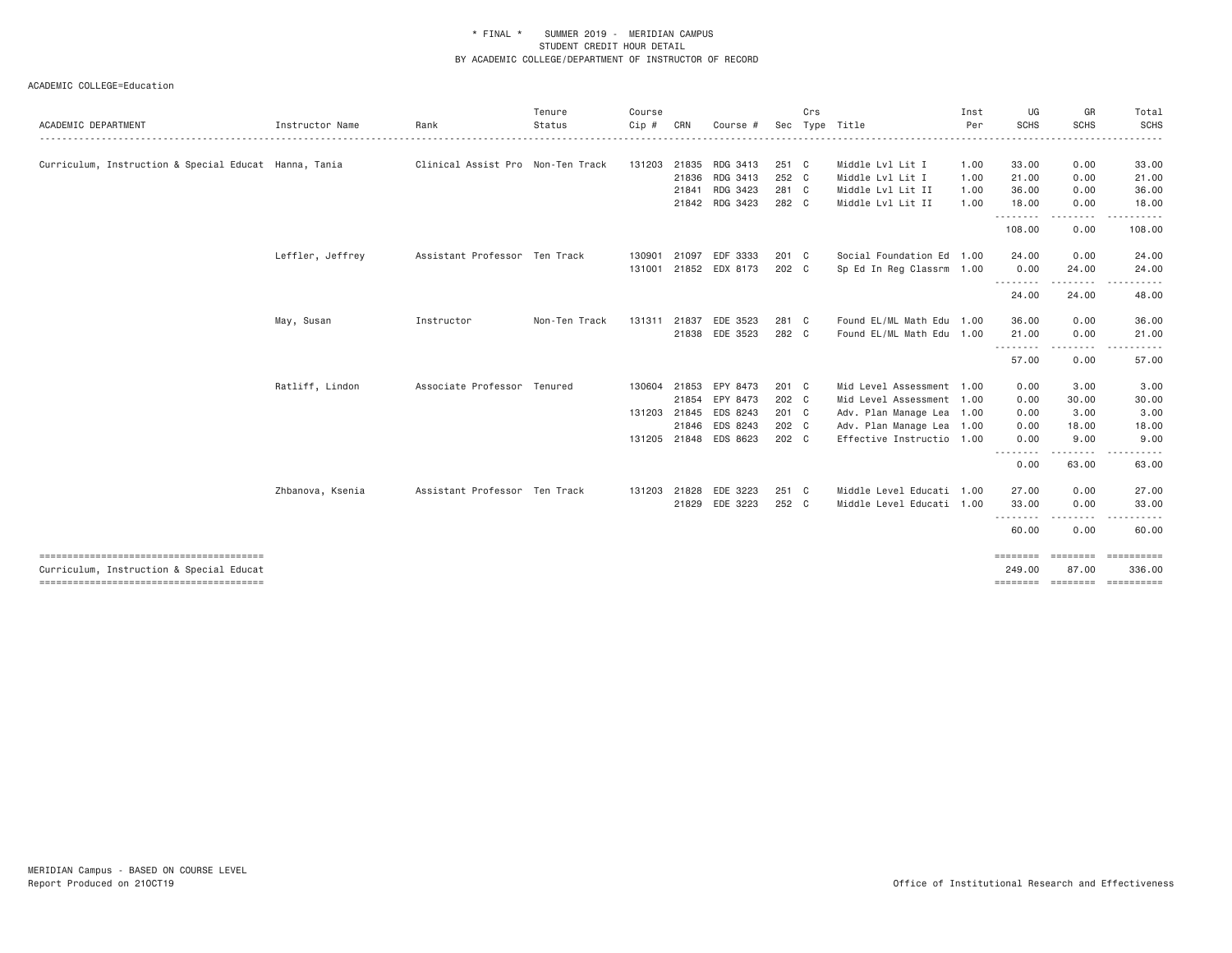\* FINAL \* SUMMER 2019 - MERIDIAN CAMPUS
STUDENT CREDIT HOUR DETAIL
BY ACADEMIC COLLEGE/DEPARTMENT OF INSTRUCTOR OF RECORD

ACADEMIC COLLEGE=Education

| ACADEMIC DEPARTMENT | Instructor Name | Rank | Tenure Status | Course Cip # | CRN | Course # | Sec | Crs Type | Title | Inst Per | UG SCHS | GR SCHS | Total SCHS |
|---|---|---|---|---|---|---|---|---|---|---|---|---|---|
| Curriculum, Instruction & Special Educat | Hanna, Tania | Clinical Assist Pro | Non-Ten Track | 131203 | 21835 | RDG 3413 | 251 | C | Middle Lvl Lit I | 1.00 | 33.00 | 0.00 | 33.00 |
| | | | | | 21836 | RDG 3413 | 252 | C | Middle Lvl Lit I | 1.00 | 21.00 | 0.00 | 21.00 |
| | | | | | 21841 | RDG 3423 | 281 | C | Middle Lvl Lit II | 1.00 | 36.00 | 0.00 | 36.00 |
| | | | | | 21842 | RDG 3423 | 282 | C | Middle Lvl Lit II | 1.00 | 18.00 | 0.00 | 18.00 |
| | | | | | | | | | | | 108.00 | 0.00 | 108.00 |
| | Leffler, Jeffrey | Assistant Professor | Ten Track | 130901 | 21097 | EDF 3333 | 201 | C | Social Foundation Ed | 1.00 | 24.00 | 0.00 | 24.00 |
| | | | | 131001 | 21852 | EDX 8173 | 202 | C | Sp Ed In Reg Classrm | 1.00 | 0.00 | 24.00 | 24.00 |
| | | | | | | | | | | | 24.00 | 24.00 | 48.00 |
| | May, Susan | Instructor | Non-Ten Track | 131311 | 21837 | EDE 3523 | 281 | C | Found EL/ML Math Edu | 1.00 | 36.00 | 0.00 | 36.00 |
| | | | | | 21838 | EDE 3523 | 282 | C | Found EL/ML Math Edu | 1.00 | 21.00 | 0.00 | 21.00 |
| | | | | | | | | | | | 57.00 | 0.00 | 57.00 |
| | Ratliff, Lindon | Associate Professor | Tenured | 130604 | 21853 | EPY 8473 | 201 | C | Mid Level Assessment | 1.00 | 0.00 | 3.00 | 3.00 |
| | | | | | 21854 | EPY 8473 | 202 | C | Mid Level Assessment | 1.00 | 0.00 | 30.00 | 30.00 |
| | | | | 131203 | 21845 | EDS 8243 | 201 | C | Adv. Plan Manage Lea | 1.00 | 0.00 | 3.00 | 3.00 |
| | | | | | 21846 | EDS 8243 | 202 | C | Adv. Plan Manage Lea | 1.00 | 0.00 | 18.00 | 18.00 |
| | | | | 131205 | 21848 | EDS 8623 | 202 | C | Effective Instructio | 1.00 | 0.00 | 9.00 | 9.00 |
| | | | | | | | | | | | 0.00 | 63.00 | 63.00 |
| | Zhbanova, Ksenia | Assistant Professor | Ten Track | 131203 | 21828 | EDE 3223 | 251 | C | Middle Level Educati | 1.00 | 27.00 | 0.00 | 27.00 |
| | | | | | 21829 | EDE 3223 | 252 | C | Middle Level Educati | 1.00 | 33.00 | 0.00 | 33.00 |
| | | | | | | | | | | | 60.00 | 0.00 | 60.00 |
| Curriculum, Instruction & Special Educat | | | | | | | | | | | 249.00 | 87.00 | 336.00 |

MERIDIAN Campus - BASED ON COURSE LEVEL
Report Produced on 21OCT19

Office of Institutional Research and Effectiveness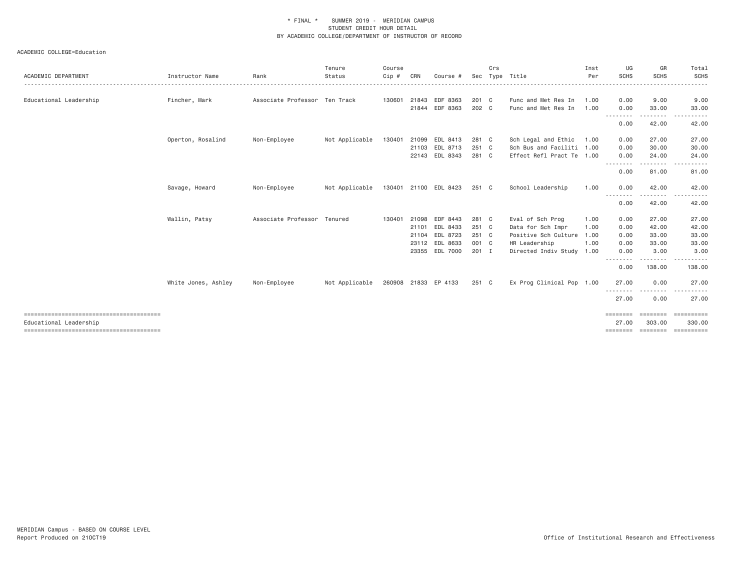\* FINAL \* SUMMER 2019 - MERIDIAN CAMPUS
STUDENT CREDIT HOUR DETAIL
BY ACADEMIC COLLEGE/DEPARTMENT OF INSTRUCTOR OF RECORD

ACADEMIC COLLEGE=Education

| ACADEMIC DEPARTMENT | Instructor Name | Rank | Tenure Status | Course Cip # | CRN | Course # | Sec | Crs Type | Title | Inst Per | UG SCHS | GR SCHS | Total SCHS |
|---|---|---|---|---|---|---|---|---|---|---|---|---|---|
| Educational Leadership | Fincher, Mark | Associate Professor | Ten Track | 130601 | 21843 | EDF 8363 | 201 | C | Func and Met Res In | 1.00 | 0.00 | 9.00 | 9.00 |
| | | | | | 21844 | EDF 8363 | 202 | C | Func and Met Res In | 1.00 | 0.00 | 33.00 | 33.00 |
| | | | | | | | | | | | 0.00 | 42.00 | 42.00 |
| | Operton, Rosalind | Non-Employee | Not Applicable | 130401 | 21099 | EDL 8413 | 281 | C | Sch Legal and Ethic | 1.00 | 0.00 | 27.00 | 27.00 |
| | | | | | 21103 | EDL 8713 | 251 | C | Sch Bus and Faciliti | 1.00 | 0.00 | 30.00 | 30.00 |
| | | | | | 22143 | EDL 8343 | 281 | C | Effect Refl Pract Te | 1.00 | 0.00 | 24.00 | 24.00 |
| | | | | | | | | | | | 0.00 | 81.00 | 81.00 |
| | Savage, Howard | Non-Employee | Not Applicable | 130401 | 21100 | EDL 8423 | 251 | C | School Leadership | 1.00 | 0.00 | 42.00 | 42.00 |
| | | | | | | | | | | | 0.00 | 42.00 | 42.00 |
| | Wallin, Patsy | Associate Professor | Tenured | 130401 | 21098 | EDF 8443 | 281 | C | Eval of Sch Prog | 1.00 | 0.00 | 27.00 | 27.00 |
| | | | | | 21101 | EDL 8433 | 251 | C | Data for Sch Impr | 1.00 | 0.00 | 42.00 | 42.00 |
| | | | | | 21104 | EDL 8723 | 251 | C | Positive Sch Culture | 1.00 | 0.00 | 33.00 | 33.00 |
| | | | | | 23112 | EDL 8633 | 001 | C | HR Leadership | 1.00 | 0.00 | 33.00 | 33.00 |
| | | | | | 23355 | EDL 7000 | 201 | I | Directed Indiv Study | 1.00 | 0.00 | 3.00 | 3.00 |
| | | | | | | | | | | | 0.00 | 138.00 | 138.00 |
| | White Jones, Ashley | Non-Employee | Not Applicable | 260908 | 21833 | EP 4133 | 251 | C | Ex Prog Clinical Pop | 1.00 | 27.00 | 0.00 | 27.00 |
| | | | | | | | | | | | 27.00 | 0.00 | 27.00 |
| Educational Leadership | | | | | | | | | | | 27.00 | 303.00 | 330.00 |

MERIDIAN Campus - BASED ON COURSE LEVEL
Report Produced on 21OCT19

Office of Institutional Research and Effectiveness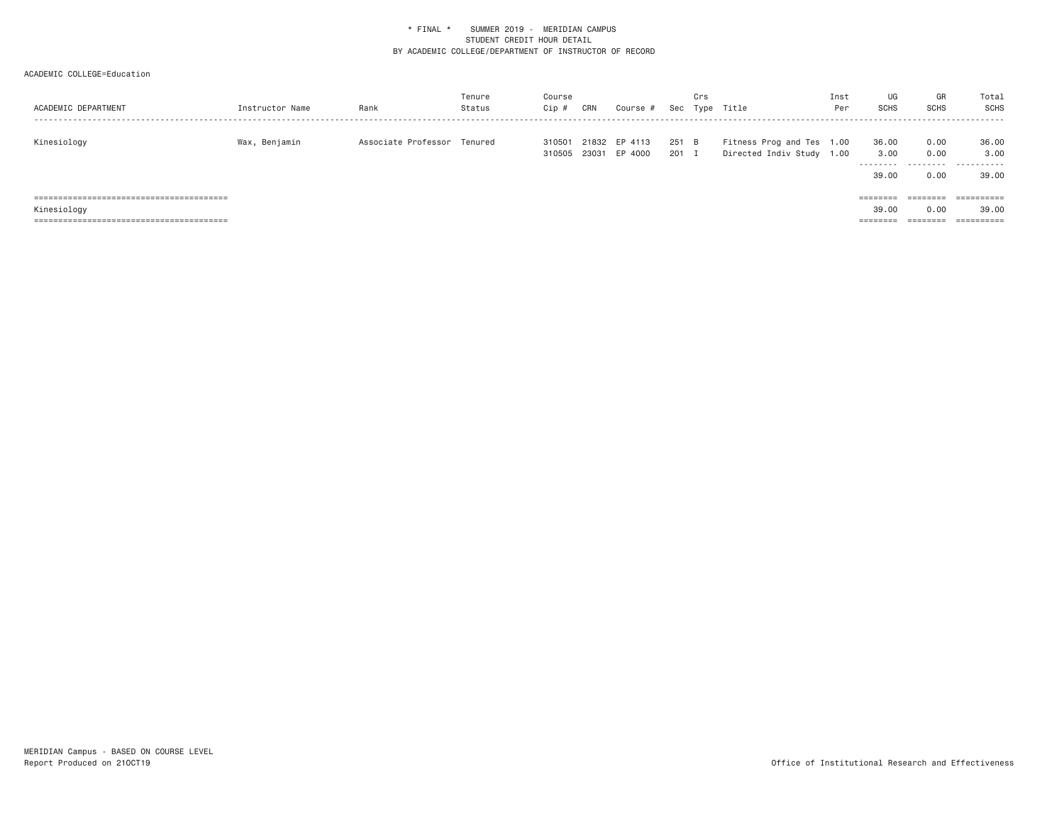\* FINAL \* SUMMER 2019 - MERIDIAN CAMPUS
STUDENT CREDIT HOUR DETAIL
BY ACADEMIC COLLEGE/DEPARTMENT OF INSTRUCTOR OF RECORD

ACADEMIC COLLEGE=Education

| ACADEMIC DEPARTMENT | Instructor Name | Rank | Tenure Status | Course Cip # | CRN | Course # | Sec | Crs Type | Title | Inst Per | UG SCHS | GR SCHS | Total SCHS |
|---|---|---|---|---|---|---|---|---|---|---|---|---|---|
| Kinesiology | Wax, Benjamin | Associate Professor | Tenured | 310501 | 21832 | EP 4113 | 251 | B | Fitness Prog and Tes | 1.00 | 36.00 | 0.00 | 36.00 |
| | | | | 310505 | 23031 | EP 4000 | 201 | I | Directed Indiv Study | 1.00 | 3.00 | 0.00 | 3.00 |
| | | | | | | | | | | | 39.00 | 0.00 | 39.00 |
| Kinesiology | | | | | | | | | | | 39.00 | 0.00 | 39.00 |

MERIDIAN Campus - BASED ON COURSE LEVEL
Report Produced on 21OCT19

Office of Institutional Research and Effectiveness